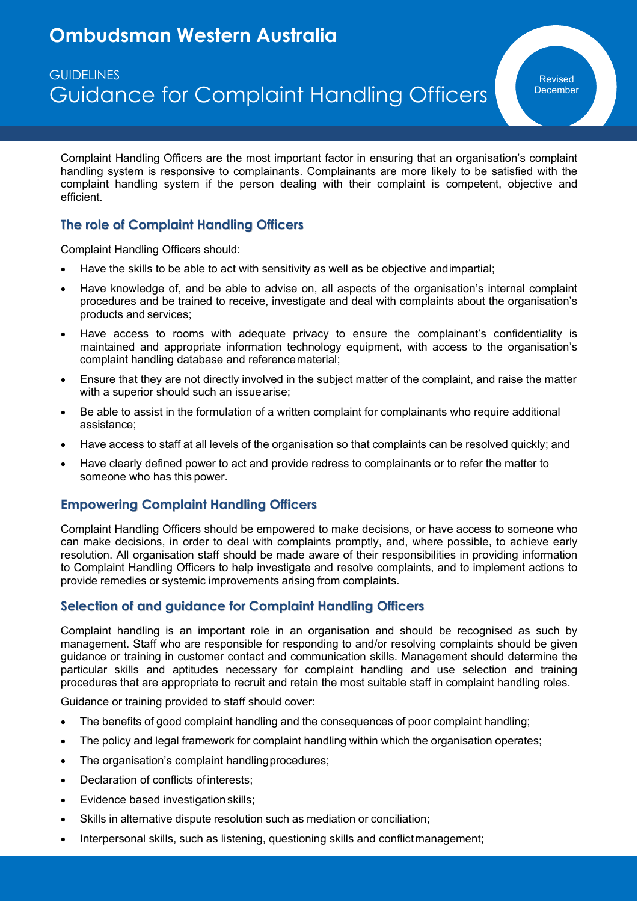# Ombudsman Western Australia

GUIDELINES

## Guidance for Complaint Handling Officers

Revised December

Complaint Handling Officers are the most important factor in ensuring that an organisation's complaint handling system is responsive to complainants. Complainants are more likely to be satisfied with the complaint handling system if the person dealing with their complaint is competent, objective and efficient.

### The role of Complaint Handling Officers

Complaint Handling Officers should:

- Have the skills to be able to act with sensitivity as well as be objective and impartial;
- Have knowledge of, and be able to advise on, all aspects of the organisation's internal complaint procedures and be trained to receive, investigate and deal with complaints about the organisation's products and services;
- Have access to rooms with adequate privacy to ensure the complainant's confidentiality is maintained and appropriate information technology equipment, with access to the organisation's complaint handling database and reference material;
- Ensure that they are not directly involved in the subject matter of the complaint, and raise the matter with a superior should such an issue arise;
- Be able to assist in the formulation of a written complaint for complainants who require additional assistance;
- Have access to staff at all levels of the organisation so that complaints can be resolved quickly; and
- Have clearly defined power to act and provide redress to complainants or to refer the matter to someone who has this power.

### Empowering Complaint Handling Officers

Complaint Handling Officers should be empowered to make decisions, or have access to someone who can make decisions, in order to deal with complaints promptly, and, where possible, to achieve early resolution. All organisation staff should be made aware of their responsibilities in providing information to Complaint Handling Officers to help investigate and resolve complaints, and to implement actions to provide remedies or systemic improvements arising from complaints.

### Selection of and guidance for Complaint Handling Officers

Complaint handling is an important role in an organisation and should be recognised as such by management. Staff who are responsible for responding to and/or resolving complaints should be given guidance or training in customer contact and communication skills. Management should determine the particular skills and aptitudes necessary for complaint handling and use selection and training procedures that are appropriate to recruit and retain the most suitable staff in complaint handling roles.

Guidance or training provided to staff should cover:

- The benefits of good complaint handling and the consequences of poor complaint handling;
- The policy and legal framework for complaint handling within which the organisation operates;
- The organisation's complaint handling procedures;
- Declaration of conflicts of interests;
- Evidence based investigation skills;
- Skills in alternative dispute resolution such as mediation or conciliation;
- Interpersonal skills, such as listening, questioning skills and conflict management;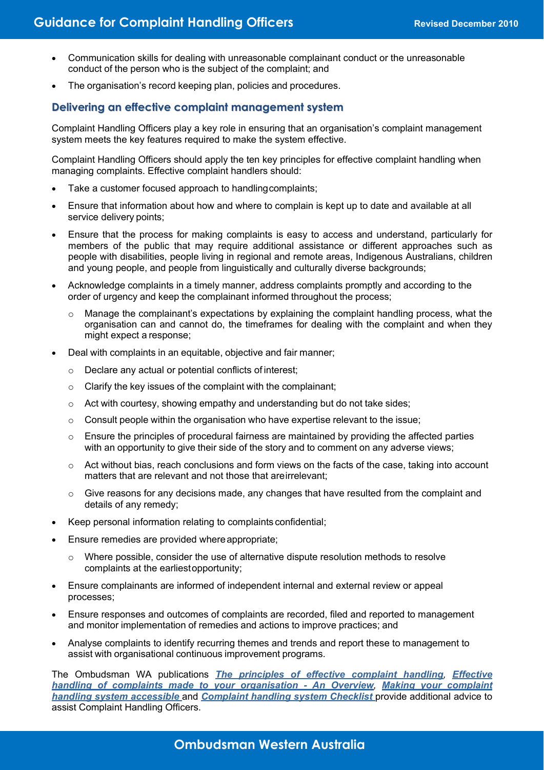- Communication skills for dealing with unreasonable complainant conduct or the unreasonable conduct of the person who is the subject of the complaint; and
- The organisation's record keeping plan, policies and procedures.

## Delivering an effective complaint management system

Complaint Handling Officers play a key role in ensuring that an organisation's complaint management system meets the key features required to make the system effective.

Complaint Handling Officers should apply the ten key principles for effective complaint handling when managing complaints. Effective complaint handlers should:

- Take a customer focused approach to handling complaints;
- Ensure that information about how and where to complain is kept up to date and available at all service delivery points;
- Ensure that the process for making complaints is easy to access and understand, particularly for members of the public that may require additional assistance or different approaches such as people with disabilities, people living in regional and remote areas, Indigenous Australians, children and young people, and people from linguistically and culturally diverse backgrounds;
- Acknowledge complaints in a timely manner, address complaints promptly and according to the order of urgency and keep the complainant informed throughout the process;
  - Manage the complainant's expectations by explaining the complaint handling process, what the organisation can and cannot do, the timeframes for dealing with the complaint and when they might expect a response;
- Deal with complaints in an equitable, objective and fair manner;
  - Declare any actual or potential conflicts of interest;
  - Clarify the key issues of the complaint with the complainant;
  - Act with courtesy, showing empathy and understanding but do not take sides;
  - Consult people within the organisation who have expertise relevant to the issue;
  - Ensure the principles of procedural fairness are maintained by providing the affected parties with an opportunity to give their side of the story and to comment on any adverse views;
  - Act without bias, reach conclusions and form views on the facts of the case, taking into account matters that are relevant and not those that are irrelevant;
  - Give reasons for any decisions made, any changes that have resulted from the complaint and details of any remedy;
- Keep personal information relating to complaints confidential;
- Ensure remedies are provided where appropriate;
  - Where possible, consider the use of alternative dispute resolution methods to resolve complaints at the earliest opportunity;
- Ensure complainants are informed of independent internal and external review or appeal processes;
- Ensure responses and outcomes of complaints are recorded, filed and reported to management and monitor implementation of remedies and actions to improve practices; and
- Analyse complaints to identify recurring themes and trends and report these to management to assist with organisational continuous improvement programs.

The Ombudsman WA publications ***The principles of effective complaint handling***, ***Effective handling of complaints made to your organisation - An Overview***, ***Making your complaint handling system accessible*** and ***Complaint handling system Checklist*** provide additional advice to assist Complaint Handling Officers.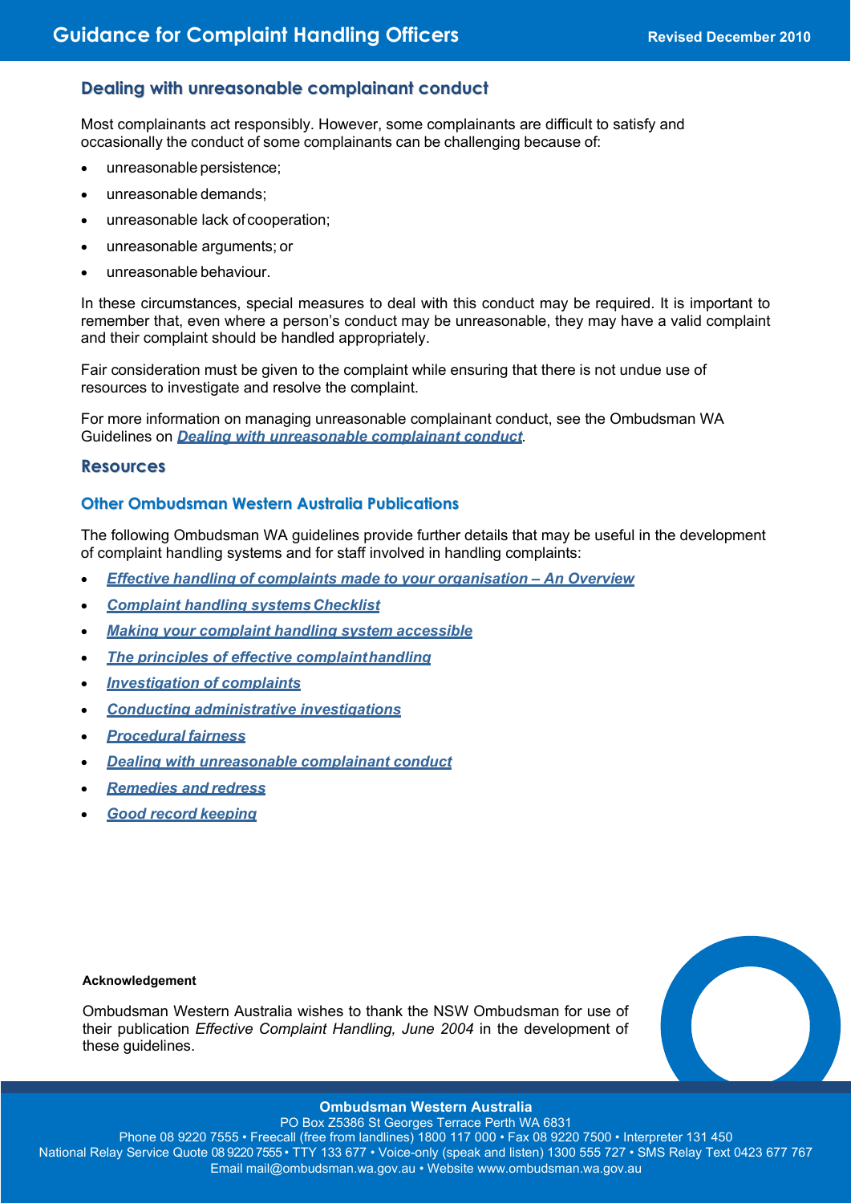## Dealing with unreasonable complainant conduct

Most complainants act responsibly. However, some complainants are difficult to satisfy and occasionally the conduct of some complainants can be challenging because of:

- unreasonable persistence;
- unreasonable demands;
- unreasonable lack of cooperation;
- unreasonable arguments; or
- unreasonable behaviour.

In these circumstances, special measures to deal with this conduct may be required. It is important to remember that, even where a person's conduct may be unreasonable, they may have a valid complaint and their complaint should be handled appropriately.

Fair consideration must be given to the complaint while ensuring that there is not undue use of resources to investigate and resolve the complaint.

For more information on managing unreasonable complainant conduct, see the Ombudsman WA Guidelines on ***Dealing with unreasonable complainant conduct***.

## Resources

### Other Ombudsman Western Australia Publications

The following Ombudsman WA guidelines provide further details that may be useful in the development of complaint handling systems and for staff involved in handling complaints:

- ***Effective handling of complaints made to your organisation – An Overview***
- ***Complaint handling systems Checklist***
- ***Making your complaint handling system accessible***
- ***The principles of effective complaint handling***
- ***Investigation of complaints***
- ***Conducting administrative investigations***
- ***Procedural fairness***
- ***Dealing with unreasonable complainant conduct***
- ***Remedies and redress***
- ***Good record keeping***

**Acknowledgement**

Ombudsman Western Australia wishes to thank the NSW Ombudsman for use of their publication *Effective Complaint Handling, June 2004* in the development of these guidelines.

**Ombudsman Western Australia**
PO Box Z5386 St Georges Terrace Perth WA 6831
Phone 08 9220 7555 • Freecall (free from landlines) 1800 117 000 • Fax 08 9220 7500 • Interpreter 131 450
National Relay Service Quote 08 9220 7555 • TTY 133 677 • Voice-only (speak and listen) 1300 555 727 • SMS Relay Text 0423 677 767
Email mail@ombudsman.wa.gov.au • Website www.ombudsman.wa.gov.au